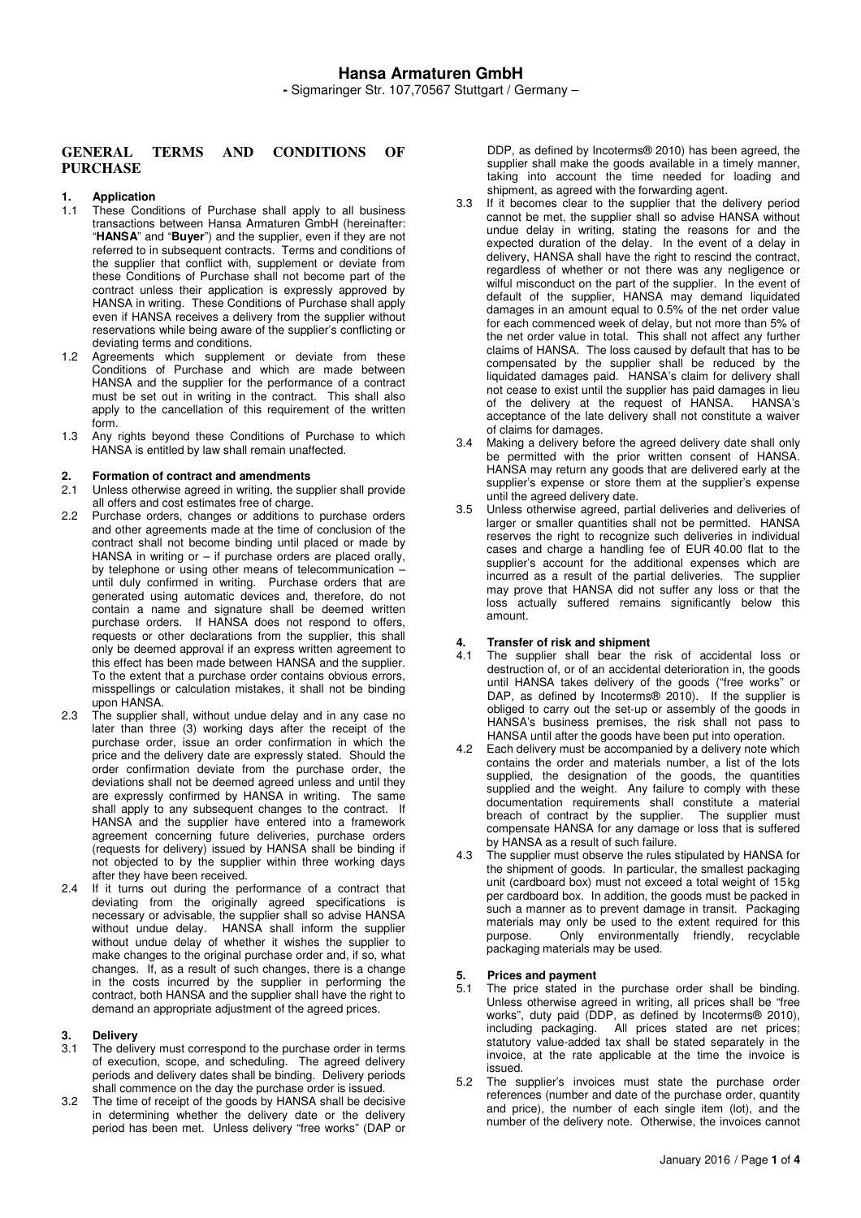# Hansa Armaturen GmbH

**-** Sigmaringer Str. 107,70567 Stuttgart / Germany –

## GENERAL TERMS AND CONDITIONS OF PURCHASE

### 1. Application

1.1 These Conditions of Purchase shall apply to all business transactions between Hansa Armaturen GmbH (hereinafter: "**HANSA**" and "**Buyer**") and the supplier, even if they are not referred to in subsequent contracts. Terms and conditions of the supplier that conflict with, supplement or deviate from these Conditions of Purchase shall not become part of the contract unless their application is expressly approved by HANSA in writing. These Conditions of Purchase shall apply even if HANSA receives a delivery from the supplier without reservations while being aware of the supplier's conflicting or deviating terms and conditions.

1.2 Agreements which supplement or deviate from these Conditions of Purchase and which are made between HANSA and the supplier for the performance of a contract must be set out in writing in the contract. This shall also apply to the cancellation of this requirement of the written form.

1.3 Any rights beyond these Conditions of Purchase to which HANSA is entitled by law shall remain unaffected.

### 2. Formation of contract and amendments

2.1 Unless otherwise agreed in writing, the supplier shall provide all offers and cost estimates free of charge.

2.2 Purchase orders, changes or additions to purchase orders and other agreements made at the time of conclusion of the contract shall not become binding until placed or made by HANSA in writing or – if purchase orders are placed orally, by telephone or using other means of telecommunication – until duly confirmed in writing. Purchase orders that are generated using automatic devices and, therefore, do not contain a name and signature shall be deemed written purchase orders. If HANSA does not respond to offers, requests or other declarations from the supplier, this shall only be deemed approval if an express written agreement to this effect has been made between HANSA and the supplier. To the extent that a purchase order contains obvious errors, misspellings or calculation mistakes, it shall not be binding upon HANSA.

2.3 The supplier shall, without undue delay and in any case no later than three (3) working days after the receipt of the purchase order, issue an order confirmation in which the price and the delivery date are expressly stated. Should the order confirmation deviate from the purchase order, the deviations shall not be deemed agreed unless and until they are expressly confirmed by HANSA in writing. The same shall apply to any subsequent changes to the contract. If HANSA and the supplier have entered into a framework agreement concerning future deliveries, purchase orders (requests for delivery) issued by HANSA shall be binding if not objected to by the supplier within three working days after they have been received.

2.4 If it turns out during the performance of a contract that deviating from the originally agreed specifications is necessary or advisable, the supplier shall so advise HANSA without undue delay. HANSA shall inform the supplier without undue delay of whether it wishes the supplier to make changes to the original purchase order and, if so, what changes. If, as a result of such changes, there is a change in the costs incurred by the supplier in performing the contract, both HANSA and the supplier shall have the right to demand an appropriate adjustment of the agreed prices.

### 3. Delivery

3.1 The delivery must correspond to the purchase order in terms of execution, scope, and scheduling. The agreed delivery periods and delivery dates shall be binding. Delivery periods shall commence on the day the purchase order is issued.

3.2 The time of receipt of the goods by HANSA shall be decisive in determining whether the delivery date or the delivery period has been met. Unless delivery "free works" (DAP or DDP, as defined by Incoterms® 2010) has been agreed, the supplier shall make the goods available in a timely manner, taking into account the time needed for loading and shipment, as agreed with the forwarding agent.

3.3 If it becomes clear to the supplier that the delivery period cannot be met, the supplier shall so advise HANSA without undue delay in writing, stating the reasons for and the expected duration of the delay. In the event of a delay in delivery, HANSA shall have the right to rescind the contract, regardless of whether or not there was any negligence or wilful misconduct on the part of the supplier. In the event of default of the supplier, HANSA may demand liquidated damages in an amount equal to 0.5% of the net order value for each commenced week of delay, but not more than 5% of the net order value in total. This shall not affect any further claims of HANSA. The loss caused by default that has to be compensated by the supplier shall be reduced by the liquidated damages paid. HANSA's claim for delivery shall not cease to exist until the supplier has paid damages in lieu of the delivery at the request of HANSA. HANSA's acceptance of the late delivery shall not constitute a waiver of claims for damages.

3.4 Making a delivery before the agreed delivery date shall only be permitted with the prior written consent of HANSA. HANSA may return any goods that are delivered early at the supplier's expense or store them at the supplier's expense until the agreed delivery date.

3.5 Unless otherwise agreed, partial deliveries and deliveries of larger or smaller quantities shall not be permitted. HANSA reserves the right to recognize such deliveries in individual cases and charge a handling fee of EUR 40.00 flat to the supplier's account for the additional expenses which are incurred as a result of the partial deliveries. The supplier may prove that HANSA did not suffer any loss or that the loss actually suffered remains significantly below this amount.

### 4. Transfer of risk and shipment

4.1 The supplier shall bear the risk of accidental loss or destruction of, or of an accidental deterioration in, the goods until HANSA takes delivery of the goods ("free works" or DAP, as defined by Incoterms® 2010). If the supplier is obliged to carry out the set-up or assembly of the goods in HANSA's business premises, the risk shall not pass to HANSA until after the goods have been put into operation.

4.2 Each delivery must be accompanied by a delivery note which contains the order and materials number, a list of the lots supplied, the designation of the goods, the quantities supplied and the weight. Any failure to comply with these documentation requirements shall constitute a material breach of contract by the supplier. The supplier must compensate HANSA for any damage or loss that is suffered by HANSA as a result of such failure.

4.3 The supplier must observe the rules stipulated by HANSA for the shipment of goods. In particular, the smallest packaging unit (cardboard box) must not exceed a total weight of 15 kg per cardboard box. In addition, the goods must be packed in such a manner as to prevent damage in transit. Packaging materials may only be used to the extent required for this purpose. Only environmentally friendly, recyclable packaging materials may be used.

### 5. Prices and payment

5.1 The price stated in the purchase order shall be binding. Unless otherwise agreed in writing, all prices shall be "free works", duty paid (DDP, as defined by Incoterms® 2010), including packaging. All prices stated are net prices; statutory value-added tax shall be stated separately in the invoice, at the rate applicable at the time the invoice is issued.

5.2 The supplier's invoices must state the purchase order references (number and date of the purchase order, quantity and price), the number of each single item (lot), and the number of the delivery note. Otherwise, the invoices cannot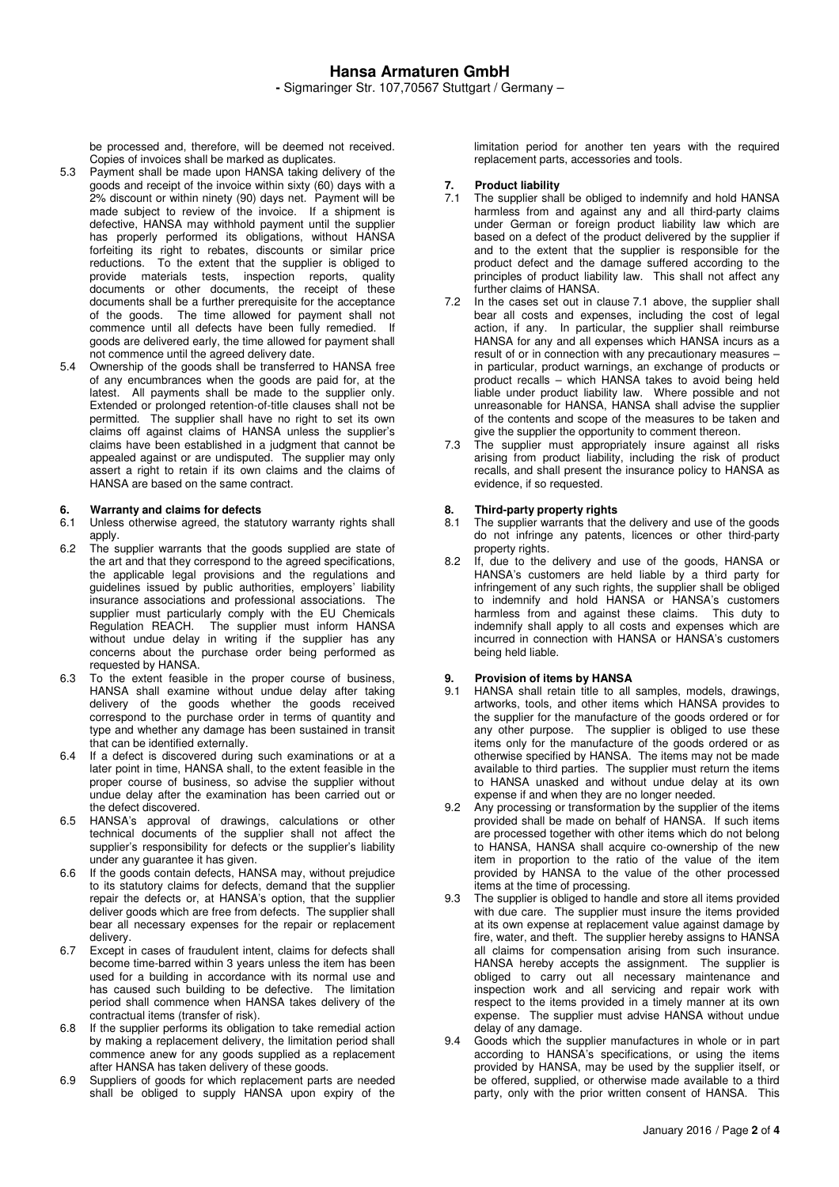be processed and, therefore, will be deemed not received. Copies of invoices shall be marked as duplicates.

5.3 Payment shall be made upon HANSA taking delivery of the goods and receipt of the invoice within sixty (60) days with a 2% discount or within ninety (90) days net. Payment will be made subject to review of the invoice. If a shipment is defective, HANSA may withhold payment until the supplier has properly performed its obligations, without HANSA forfeiting its right to rebates, discounts or similar price reductions. To the extent that the supplier is obliged to provide materials tests, inspection reports, quality documents or other documents, the receipt of these documents shall be a further prerequisite for the acceptance of the goods. The time allowed for payment shall not commence until all defects have been fully remedied. If goods are delivered early, the time allowed for payment shall not commence until the agreed delivery date.

5.4 Ownership of the goods shall be transferred to HANSA free of any encumbrances when the goods are paid for, at the latest. All payments shall be made to the supplier only. Extended or prolonged retention-of-title clauses shall not be permitted. The supplier shall have no right to set its own claims off against claims of HANSA unless the supplier's claims have been established in a judgment that cannot be appealed against or are undisputed. The supplier may only assert a right to retain if its own claims and the claims of HANSA are based on the same contract.

## 6. Warranty and claims for defects

6.1 Unless otherwise agreed, the statutory warranty rights shall apply.

6.2 The supplier warrants that the goods supplied are state of the art and that they correspond to the agreed specifications, the applicable legal provisions and the regulations and guidelines issued by public authorities, employers' liability insurance associations and professional associations. The supplier must particularly comply with the EU Chemicals Regulation REACH. The supplier must inform HANSA without undue delay in writing if the supplier has any concerns about the purchase order being performed as requested by HANSA.

6.3 To the extent feasible in the proper course of business, HANSA shall examine without undue delay after taking delivery of the goods whether the goods received correspond to the purchase order in terms of quantity and type and whether any damage has been sustained in transit that can be identified externally.

6.4 If a defect is discovered during such examinations or at a later point in time, HANSA shall, to the extent feasible in the proper course of business, so advise the supplier without undue delay after the examination has been carried out or the defect discovered.

6.5 HANSA's approval of drawings, calculations or other technical documents of the supplier shall not affect the supplier's responsibility for defects or the supplier's liability under any guarantee it has given.

6.6 If the goods contain defects, HANSA may, without prejudice to its statutory claims for defects, demand that the supplier repair the defects or, at HANSA's option, that the supplier deliver goods which are free from defects. The supplier shall bear all necessary expenses for the repair or replacement delivery.

6.7 Except in cases of fraudulent intent, claims for defects shall become time-barred within 3 years unless the item has been used for a building in accordance with its normal use and has caused such building to be defective. The limitation period shall commence when HANSA takes delivery of the contractual items (transfer of risk).

6.8 If the supplier performs its obligation to take remedial action by making a replacement delivery, the limitation period shall commence anew for any goods supplied as a replacement after HANSA has taken delivery of these goods.

6.9 Suppliers of goods for which replacement parts are needed shall be obliged to supply HANSA upon expiry of the limitation period for another ten years with the required replacement parts, accessories and tools.

## 7. Product liability

7.1 The supplier shall be obliged to indemnify and hold HANSA harmless from and against any and all third-party claims under German or foreign product liability law which are based on a defect of the product delivered by the supplier if and to the extent that the supplier is responsible for the product defect and the damage suffered according to the principles of product liability law. This shall not affect any further claims of HANSA.

7.2 In the cases set out in clause 7.1 above, the supplier shall bear all costs and expenses, including the cost of legal action, if any. In particular, the supplier shall reimburse HANSA for any and all expenses which HANSA incurs as a result of or in connection with any precautionary measures – in particular, product warnings, an exchange of products or product recalls – which HANSA takes to avoid being held liable under product liability law. Where possible and not unreasonable for HANSA, HANSA shall advise the supplier of the contents and scope of the measures to be taken and give the supplier the opportunity to comment thereon.

7.3 The supplier must appropriately insure against all risks arising from product liability, including the risk of product recalls, and shall present the insurance policy to HANSA as evidence, if so requested.

## 8. Third-party property rights

8.1 The supplier warrants that the delivery and use of the goods do not infringe any patents, licences or other third-party property rights.

8.2 If, due to the delivery and use of the goods, HANSA or HANSA's customers are held liable by a third party for infringement of any such rights, the supplier shall be obliged to indemnify and hold HANSA or HANSA's customers harmless from and against these claims. This duty to indemnify shall apply to all costs and expenses which are incurred in connection with HANSA or HANSA's customers being held liable.

## 9. Provision of items by HANSA

9.1 HANSA shall retain title to all samples, models, drawings, artworks, tools, and other items which HANSA provides to the supplier for the manufacture of the goods ordered or for any other purpose. The supplier is obliged to use these items only for the manufacture of the goods ordered or as otherwise specified by HANSA. The items may not be made available to third parties. The supplier must return the items to HANSA unasked and without undue delay at its own expense if and when they are no longer needed.

9.2 Any processing or transformation by the supplier of the items provided shall be made on behalf of HANSA. If such items are processed together with other items which do not belong to HANSA, HANSA shall acquire co-ownership of the new item in proportion to the ratio of the value of the item provided by HANSA to the value of the other processed items at the time of processing.

9.3 The supplier is obliged to handle and store all items provided with due care. The supplier must insure the items provided at its own expense at replacement value against damage by fire, water, and theft. The supplier hereby assigns to HANSA all claims for compensation arising from such insurance. HANSA hereby accepts the assignment. The supplier is obliged to carry out all necessary maintenance and inspection work and all servicing and repair work with respect to the items provided in a timely manner at its own expense. The supplier must advise HANSA without undue delay of any damage.

9.4 Goods which the supplier manufactures in whole or in part according to HANSA's specifications, or using the items provided by HANSA, may be used by the supplier itself, or be offered, supplied, or otherwise made available to a third party, only with the prior written consent of HANSA. This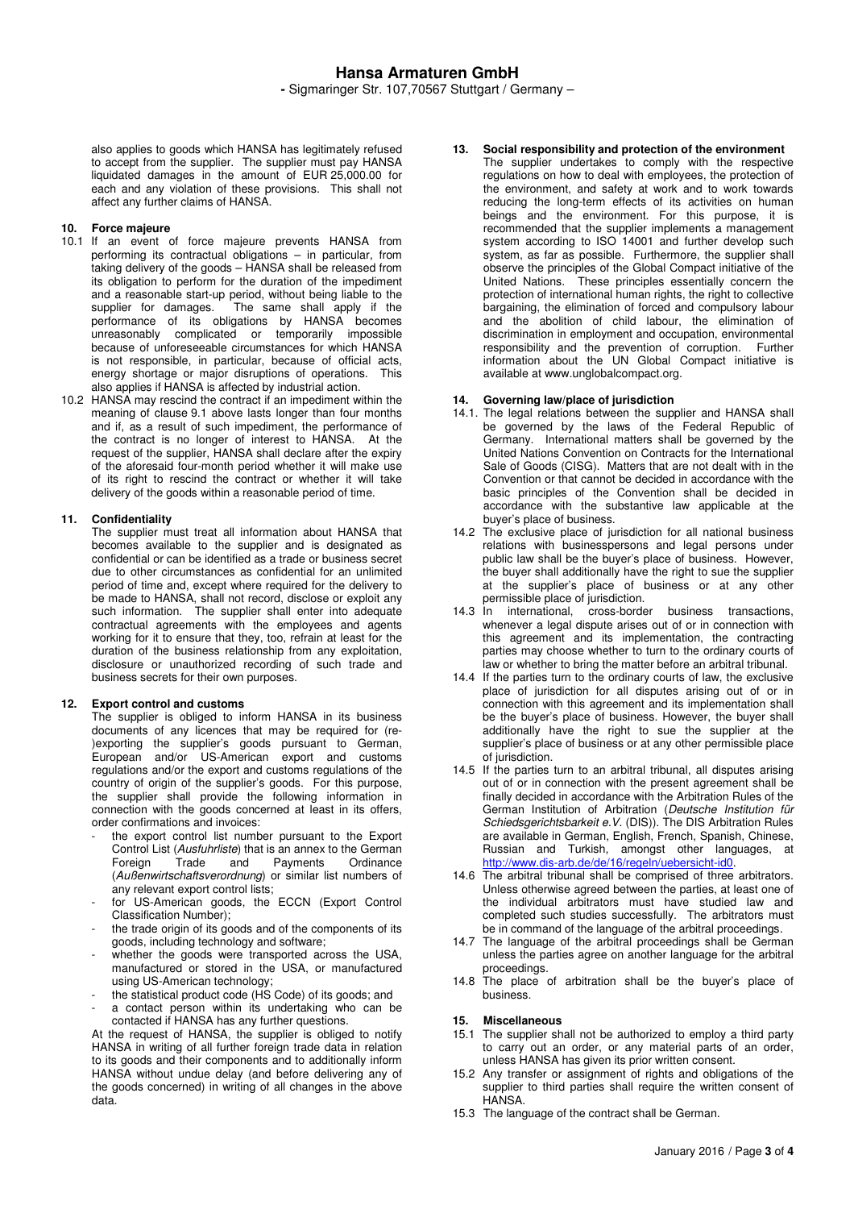also applies to goods which HANSA has legitimately refused to accept from the supplier. The supplier must pay HANSA liquidated damages in the amount of EUR 25,000.00 for each and any violation of these provisions. This shall not affect any further claims of HANSA.

## 10. Force majeure

10.1 If an event of force majeure prevents HANSA from performing its contractual obligations – in particular, from taking delivery of the goods – HANSA shall be released from its obligation to perform for the duration of the impediment and a reasonable start-up period, without being liable to the supplier for damages. The same shall apply if the performance of its obligations by HANSA becomes unreasonably complicated or temporarily impossible because of unforeseeable circumstances for which HANSA is not responsible, in particular, because of official acts, energy shortage or major disruptions of operations. This also applies if HANSA is affected by industrial action.

10.2 HANSA may rescind the contract if an impediment within the meaning of clause 9.1 above lasts longer than four months and if, as a result of such impediment, the performance of the contract is no longer of interest to HANSA. At the request of the supplier, HANSA shall declare after the expiry of the aforesaid four-month period whether it will make use of its right to rescind the contract or whether it will take delivery of the goods within a reasonable period of time.

## 11. Confidentiality

The supplier must treat all information about HANSA that becomes available to the supplier and is designated as confidential or can be identified as a trade or business secret due to other circumstances as confidential for an unlimited period of time and, except where required for the delivery to be made to HANSA, shall not record, disclose or exploit any such information. The supplier shall enter into adequate contractual agreements with the employees and agents working for it to ensure that they, too, refrain at least for the duration of the business relationship from any exploitation, disclosure or unauthorized recording of such trade and business secrets for their own purposes.

## 12. Export control and customs

The supplier is obliged to inform HANSA in its business documents of any licences that may be required for (re-)exporting the supplier's goods pursuant to German, European and/or US-American export and customs regulations and/or the export and customs regulations of the country of origin of the supplier's goods. For this purpose, the supplier shall provide the following information in connection with the goods concerned at least in its offers, order confirmations and invoices:

- the export control list number pursuant to the Export Control List (*Ausfuhrliste*) that is an annex to the German Foreign Trade and Payments Ordinance (*Außenwirtschaftsverordnung*) or similar list numbers of any relevant export control lists;
- for US-American goods, the ECCN (Export Control Classification Number);
- the trade origin of its goods and of the components of its goods, including technology and software;
- whether the goods were transported across the USA, manufactured or stored in the USA, or manufactured using US-American technology;
- the statistical product code (HS Code) of its goods; and
- a contact person within its undertaking who can be contacted if HANSA has any further questions.

At the request of HANSA, the supplier is obliged to notify HANSA in writing of all further foreign trade data in relation to its goods and their components and to additionally inform HANSA without undue delay (and before delivering any of the goods concerned) in writing of all changes in the above data.

## 13. Social responsibility and protection of the environment

The supplier undertakes to comply with the respective regulations on how to deal with employees, the protection of the environment, and safety at work and to work towards reducing the long-term effects of its activities on human beings and the environment. For this purpose, it is recommended that the supplier implements a management system according to ISO 14001 and further develop such system, as far as possible. Furthermore, the supplier shall observe the principles of the Global Compact initiative of the United Nations. These principles essentially concern the protection of international human rights, the right to collective bargaining, the elimination of forced and compulsory labour and the abolition of child labour, the elimination of discrimination in employment and occupation, environmental responsibility and the prevention of corruption. Further information about the UN Global Compact initiative is available at www.unglobalcompact.org.

## 14. Governing law/place of jurisdiction

14.1. The legal relations between the supplier and HANSA shall be governed by the laws of the Federal Republic of Germany. International matters shall be governed by the United Nations Convention on Contracts for the International Sale of Goods (CISG). Matters that are not dealt with in the Convention or that cannot be decided in accordance with the basic principles of the Convention shall be decided in accordance with the substantive law applicable at the buyer's place of business.

14.2 The exclusive place of jurisdiction for all national business relations with businesspersons and legal persons under public law shall be the buyer's place of business. However, the buyer shall additionally have the right to sue the supplier at the supplier's place of business or at any other permissible place of jurisdiction.

14.3 In international, cross-border business transactions, whenever a legal dispute arises out of or in connection with this agreement and its implementation, the contracting parties may choose whether to turn to the ordinary courts of law or whether to bring the matter before an arbitral tribunal.

14.4 If the parties turn to the ordinary courts of law, the exclusive place of jurisdiction for all disputes arising out of or in connection with this agreement and its implementation shall be the buyer's place of business. However, the buyer shall additionally have the right to sue the supplier at the supplier's place of business or at any other permissible place of jurisdiction.

14.5 If the parties turn to an arbitral tribunal, all disputes arising out of or in connection with the present agreement shall be finally decided in accordance with the Arbitration Rules of the German Institution of Arbitration (*Deutsche Institution für Schiedsgerichtsbarkeit e.V.* (DIS)). The DIS Arbitration Rules are available in German, English, French, Spanish, Chinese, Russian and Turkish, amongst other languages, at http://www.dis-arb.de/de/16/regeln/uebersicht-id0.

14.6 The arbitral tribunal shall be comprised of three arbitrators. Unless otherwise agreed between the parties, at least one of the individual arbitrators must have studied law and completed such studies successfully. The arbitrators must be in command of the language of the arbitral proceedings.

14.7 The language of the arbitral proceedings shall be German unless the parties agree on another language for the arbitral proceedings.

14.8 The place of arbitration shall be the buyer's place of business.

## 15. Miscellaneous

15.1 The supplier shall not be authorized to employ a third party to carry out an order, or any material parts of an order, unless HANSA has given its prior written consent.

15.2 Any transfer or assignment of rights and obligations of the supplier to third parties shall require the written consent of HANSA.

15.3 The language of the contract shall be German.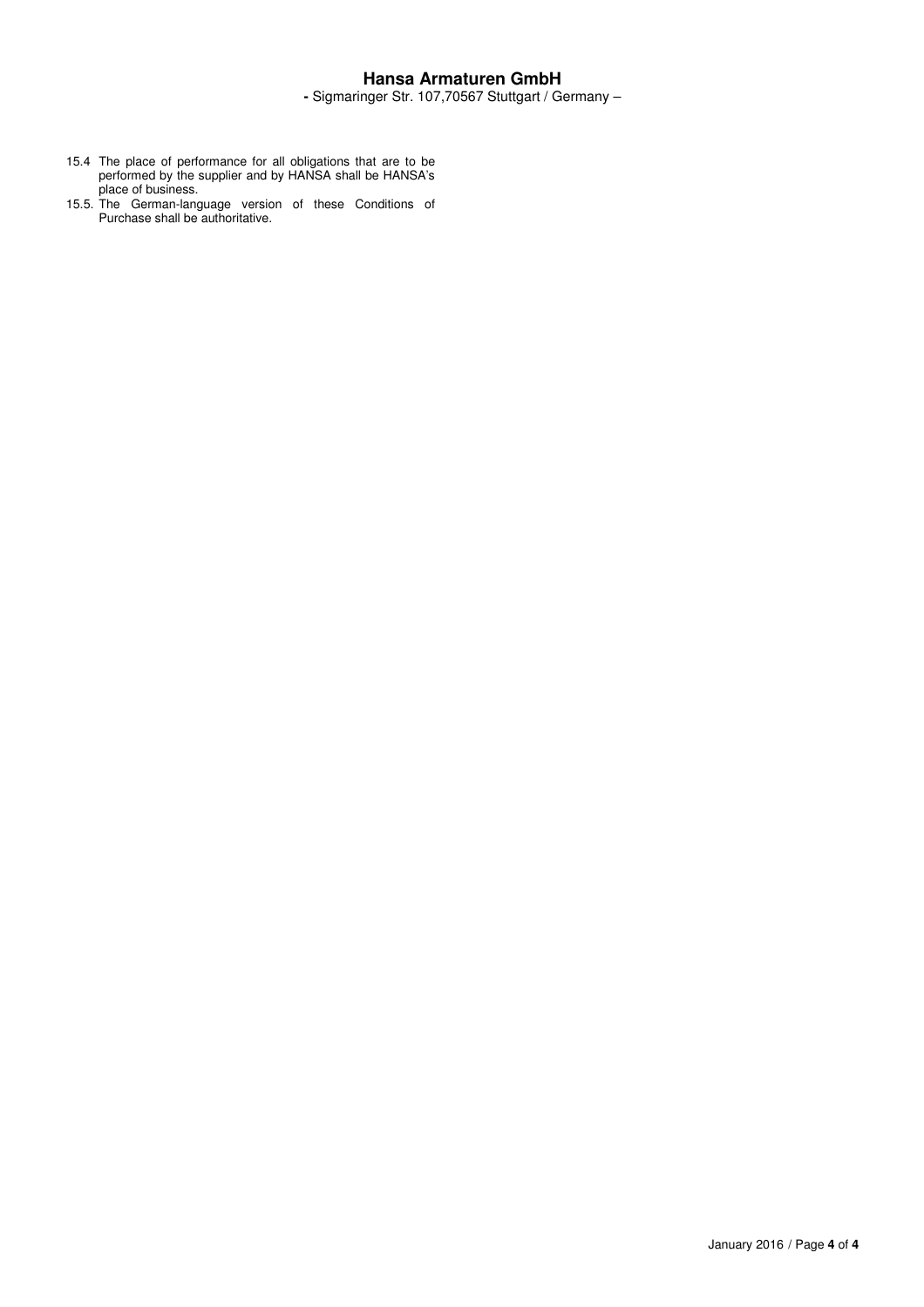15.4 The place of performance for all obligations that are to be performed by the supplier and by HANSA shall be HANSA's place of business.

15.5. The German-language version of these Conditions of Purchase shall be authoritative.